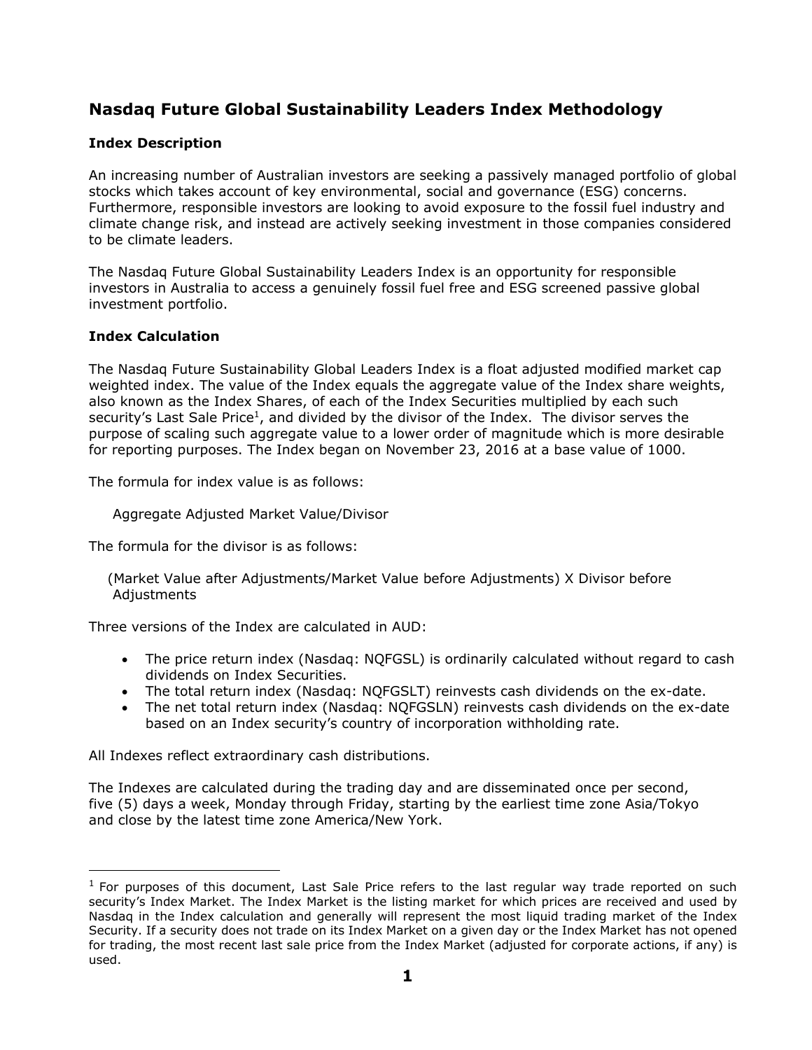# Nasdaq Future Global Sustainability Leaders Index Methodology

## Index Description

An increasing number of Australian investors are seeking a passively managed portfolio of global stocks which takes account of key environmental, social and governance (ESG) concerns. Furthermore, responsible investors are looking to avoid exposure to the fossil fuel industry and climate change risk, and instead are actively seeking investment in those companies considered to be climate leaders.

The Nasdaq Future Global Sustainability Leaders Index is an opportunity for responsible investors in Australia to access a genuinely fossil fuel free and ESG screened passive global investment portfolio.

## Index Calculation

The Nasdaq Future Sustainability Global Leaders Index is a float adjusted modified market cap weighted index. The value of the Index equals the aggregate value of the Index share weights, also known as the Index Shares, of each of the Index Securities multiplied by each such security's Last Sale Price[1], and divided by the divisor of the Index. The divisor serves the purpose of scaling such aggregate value to a lower order of magnitude which is more desirable for reporting purposes. The Index began on November 23, 2016 at a base value of 1000.

The formula for index value is as follows:

Aggregate Adjusted Market Value/Divisor

The formula for the divisor is as follows:

(Market Value after Adjustments/Market Value before Adjustments) X Divisor before Adjustments

Three versions of the Index are calculated in AUD:

- The price return index (Nasdaq: NQFGSL) is ordinarily calculated without regard to cash dividends on Index Securities.
- The total return index (Nasdaq: NQFGSLT) reinvests cash dividends on the ex-date.
- The net total return index (Nasdaq: NQFGSLN) reinvests cash dividends on the ex-date based on an Index security's country of incorporation withholding rate.

All Indexes reflect extraordinary cash distributions.

The Indexes are calculated during the trading day and are disseminated once per second, five (5) days a week, Monday through Friday, starting by the earliest time zone Asia/Tokyo and close by the latest time zone America/New York.

---

[1] For purposes of this document, Last Sale Price refers to the last regular way trade reported on such security's Index Market. The Index Market is the listing market for which prices are received and used by Nasdaq in the Index calculation and generally will represent the most liquid trading market of the Index Security. If a security does not trade on its Index Market on a given day or the Index Market has not opened for trading, the most recent last sale price from the Index Market (adjusted for corporate actions, if any) is used.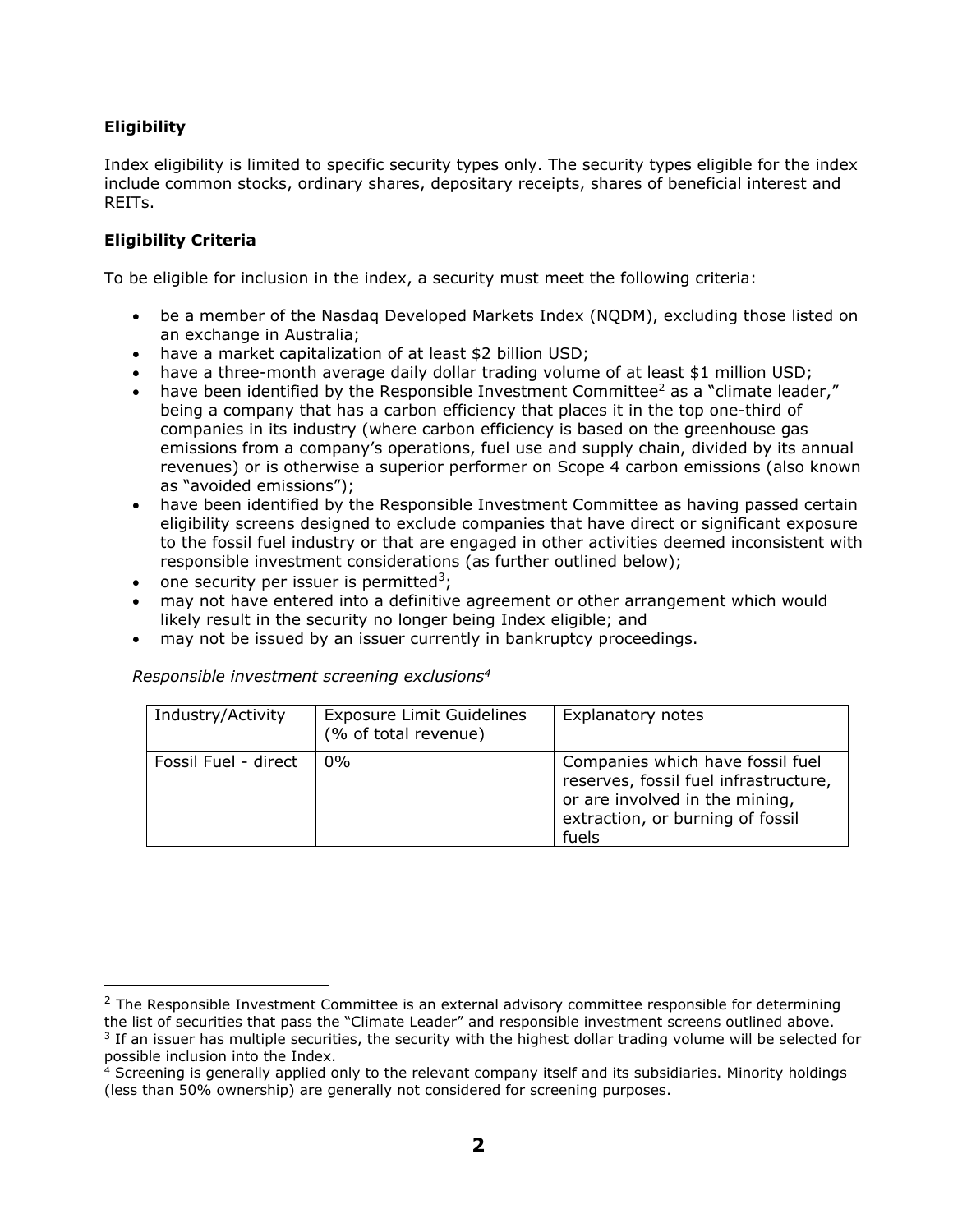**Eligibility**

Index eligibility is limited to specific security types only. The security types eligible for the index include common stocks, ordinary shares, depositary receipts, shares of beneficial interest and REITs.

**Eligibility Criteria**

To be eligible for inclusion in the index, a security must meet the following criteria:

- be a member of the Nasdaq Developed Markets Index (NQDM), excluding those listed on an exchange in Australia;
- have a market capitalization of at least $2 billion USD;
- have a three-month average daily dollar trading volume of at least $1 million USD;
- have been identified by the Responsible Investment Committee[2] as a "climate leader," being a company that has a carbon efficiency that places it in the top one-third of companies in its industry (where carbon efficiency is based on the greenhouse gas emissions from a company's operations, fuel use and supply chain, divided by its annual revenues) or is otherwise a superior performer on Scope 4 carbon emissions (also known as "avoided emissions");
- have been identified by the Responsible Investment Committee as having passed certain eligibility screens designed to exclude companies that have direct or significant exposure to the fossil fuel industry or that are engaged in other activities deemed inconsistent with responsible investment considerations (as further outlined below);
- one security per issuer is permitted[3];
- may not have entered into a definitive agreement or other arrangement which would likely result in the security no longer being Index eligible; and
- may not be issued by an issuer currently in bankruptcy proceedings.

*Responsible investment screening exclusions[4]*

| Industry/Activity | Exposure Limit Guidelines (% of total revenue) | Explanatory notes |
|---|---|---|
| Fossil Fuel - direct | 0% | Companies which have fossil fuel reserves, fossil fuel infrastructure, or are involved in the mining, extraction, or burning of fossil fuels |

[2] The Responsible Investment Committee is an external advisory committee responsible for determining the list of securities that pass the "Climate Leader" and responsible investment screens outlined above.

[3] If an issuer has multiple securities, the security with the highest dollar trading volume will be selected for possible inclusion into the Index.

[4] Screening is generally applied only to the relevant company itself and its subsidiaries. Minority holdings (less than 50% ownership) are generally not considered for screening purposes.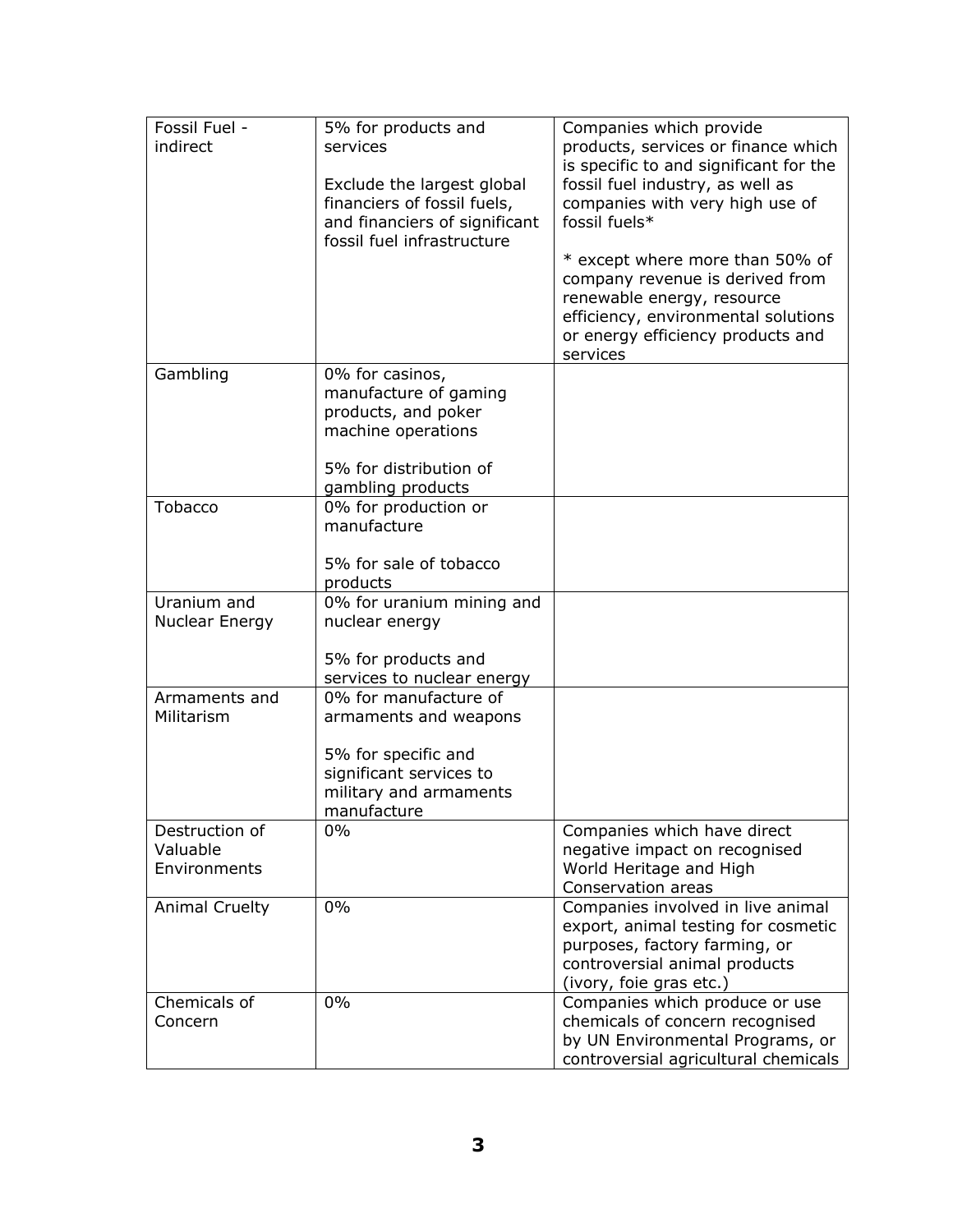| Fossil Fuel - indirect | 5% for products and services<br><br>Exclude the largest global financiers of fossil fuels, and financiers of significant fossil fuel infrastructure | Companies which provide products, services or finance which is specific to and significant for the fossil fuel industry, as well as companies with very high use of fossil fuels*<br><br>* except where more than 50% of company revenue is derived from renewable energy, resource efficiency, environmental solutions or energy efficiency products and services |
|---|---|---|
| Gambling | 0% for casinos, manufacture of gaming products, and poker machine operations<br><br>5% for distribution of gambling products | |
| Tobacco | 0% for production or manufacture<br><br>5% for sale of tobacco products | |
| Uranium and Nuclear Energy | 0% for uranium mining and nuclear energy<br><br>5% for products and services to nuclear energy | |
| Armaments and Militarism | 0% for manufacture of armaments and weapons<br><br>5% for specific and significant services to military and armaments manufacture | |
| Destruction of Valuable Environments | 0% | Companies which have direct negative impact on recognised World Heritage and High Conservation areas |
| Animal Cruelty | 0% | Companies involved in live animal export, animal testing for cosmetic purposes, factory farming, or controversial animal products (ivory, foie gras etc.) |
| Chemicals of Concern | 0% | Companies which produce or use chemicals of concern recognised by UN Environmental Programs, or controversial agricultural chemicals |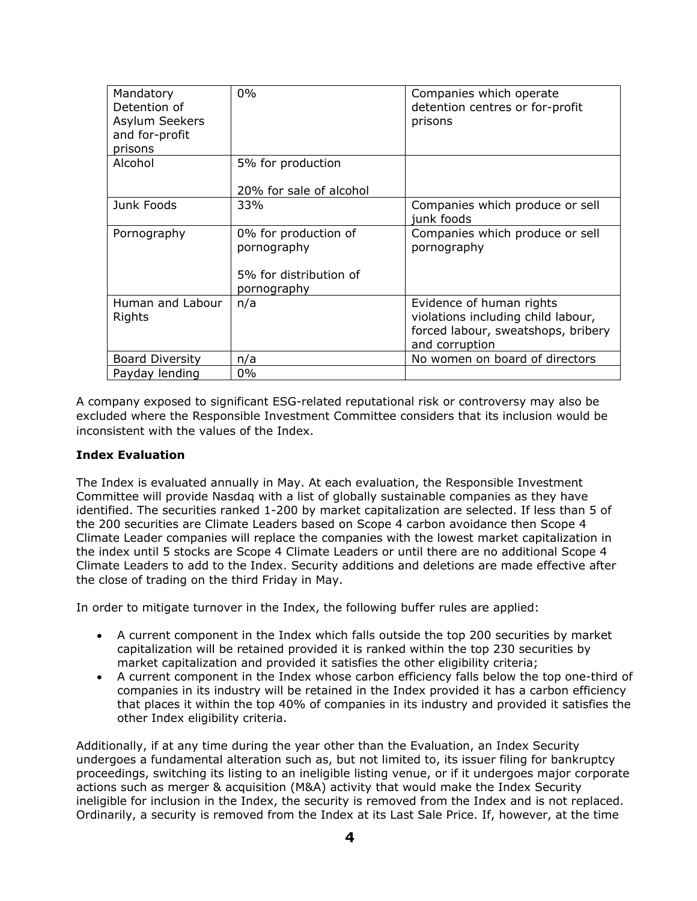| Mandatory Detention of Asylum Seekers and for-profit prisons | 0% | Companies which operate detention centres or for-profit prisons |
|---|---|---|
| Alcohol | 5% for production<br><br>20% for sale of alcohol | |
| Junk Foods | 33% | Companies which produce or sell junk foods |
| Pornography | 0% for production of pornography<br><br>5% for distribution of pornography | Companies which produce or sell pornography |
| Human and Labour Rights | n/a | Evidence of human rights violations including child labour, forced labour, sweatshops, bribery and corruption |
| Board Diversity | n/a | No women on board of directors |
| Payday lending | 0% | |

A company exposed to significant ESG-related reputational risk or controversy may also be excluded where the Responsible Investment Committee considers that its inclusion would be inconsistent with the values of the Index.

**Index Evaluation**

The Index is evaluated annually in May. At each evaluation, the Responsible Investment Committee will provide Nasdaq with a list of globally sustainable companies as they have identified. The securities ranked 1-200 by market capitalization are selected. If less than 5 of the 200 securities are Climate Leaders based on Scope 4 carbon avoidance then Scope 4 Climate Leader companies will replace the companies with the lowest market capitalization in the index until 5 stocks are Scope 4 Climate Leaders or until there are no additional Scope 4 Climate Leaders to add to the Index. Security additions and deletions are made effective after the close of trading on the third Friday in May.

In order to mitigate turnover in the Index, the following buffer rules are applied:

- A current component in the Index which falls outside the top 200 securities by market capitalization will be retained provided it is ranked within the top 230 securities by market capitalization and provided it satisfies the other eligibility criteria;
- A current component in the Index whose carbon efficiency falls below the top one-third of companies in its industry will be retained in the Index provided it has a carbon efficiency that places it within the top 40% of companies in its industry and provided it satisfies the other Index eligibility criteria.

Additionally, if at any time during the year other than the Evaluation, an Index Security undergoes a fundamental alteration such as, but not limited to, its issuer filing for bankruptcy proceedings, switching its listing to an ineligible listing venue, or if it undergoes major corporate actions such as merger & acquisition (M&A) activity that would make the Index Security ineligible for inclusion in the Index, the security is removed from the Index and is not replaced. Ordinarily, a security is removed from the Index at its Last Sale Price. If, however, at the time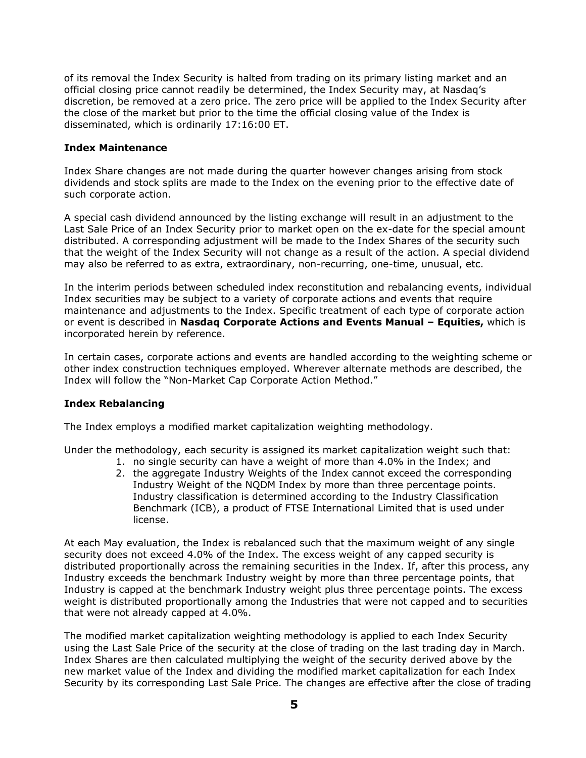of its removal the Index Security is halted from trading on its primary listing market and an official closing price cannot readily be determined, the Index Security may, at Nasdaq's discretion, be removed at a zero price. The zero price will be applied to the Index Security after the close of the market but prior to the time the official closing value of the Index is disseminated, which is ordinarily 17:16:00 ET.

**Index Maintenance**

Index Share changes are not made during the quarter however changes arising from stock dividends and stock splits are made to the Index on the evening prior to the effective date of such corporate action.

A special cash dividend announced by the listing exchange will result in an adjustment to the Last Sale Price of an Index Security prior to market open on the ex-date for the special amount distributed. A corresponding adjustment will be made to the Index Shares of the security such that the weight of the Index Security will not change as a result of the action. A special dividend may also be referred to as extra, extraordinary, non-recurring, one-time, unusual, etc.

In the interim periods between scheduled index reconstitution and rebalancing events, individual Index securities may be subject to a variety of corporate actions and events that require maintenance and adjustments to the Index. Specific treatment of each type of corporate action or event is described in **Nasdaq Corporate Actions and Events Manual – Equities,** which is incorporated herein by reference.

In certain cases, corporate actions and events are handled according to the weighting scheme or other index construction techniques employed. Wherever alternate methods are described, the Index will follow the "Non-Market Cap Corporate Action Method."

**Index Rebalancing**

The Index employs a modified market capitalization weighting methodology.

Under the methodology, each security is assigned its market capitalization weight such that:

1. no single security can have a weight of more than 4.0% in the Index; and
2. the aggregate Industry Weights of the Index cannot exceed the corresponding Industry Weight of the NQDM Index by more than three percentage points. Industry classification is determined according to the Industry Classification Benchmark (ICB), a product of FTSE International Limited that is used under license.

At each May evaluation, the Index is rebalanced such that the maximum weight of any single security does not exceed 4.0% of the Index. The excess weight of any capped security is distributed proportionally across the remaining securities in the Index. If, after this process, any Industry exceeds the benchmark Industry weight by more than three percentage points, that Industry is capped at the benchmark Industry weight plus three percentage points. The excess weight is distributed proportionally among the Industries that were not capped and to securities that were not already capped at 4.0%.

The modified market capitalization weighting methodology is applied to each Index Security using the Last Sale Price of the security at the close of trading on the last trading day in March. Index Shares are then calculated multiplying the weight of the security derived above by the new market value of the Index and dividing the modified market capitalization for each Index Security by its corresponding Last Sale Price. The changes are effective after the close of trading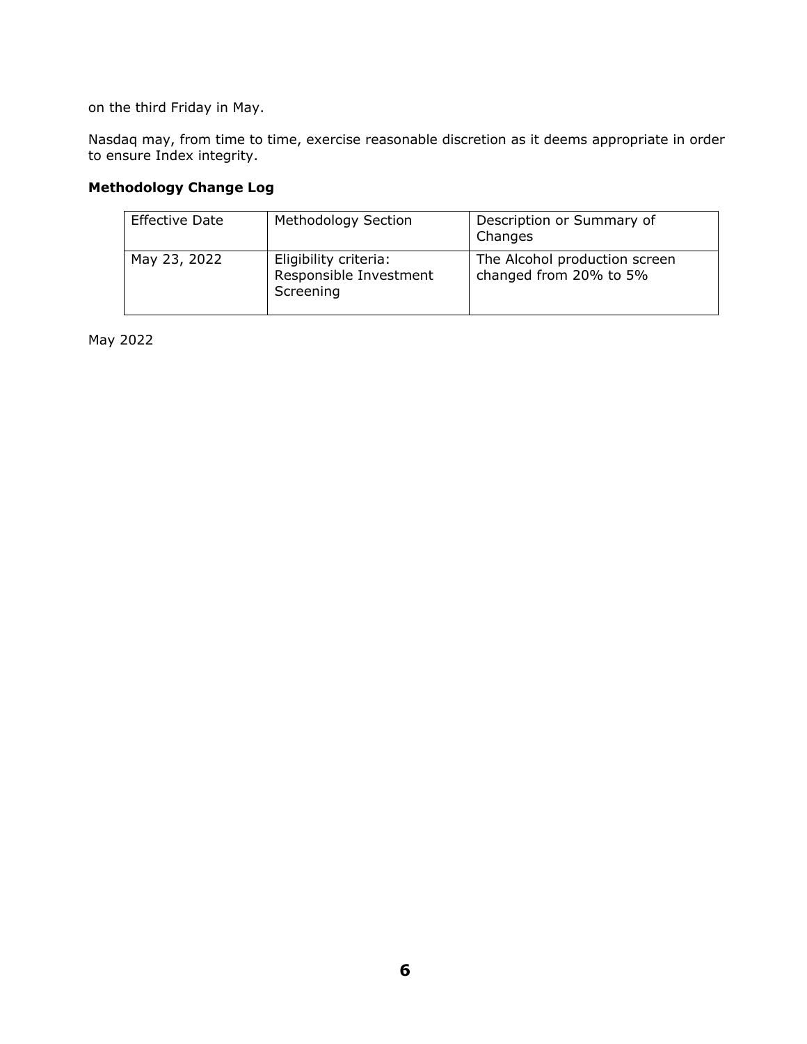on the third Friday in May.

Nasdaq may, from time to time, exercise reasonable discretion as it deems appropriate in order to ensure Index integrity.

**Methodology Change Log**

| Effective Date | Methodology Section | Description or Summary of Changes |
|---|---|---|
| May 23, 2022 | Eligibility criteria: Responsible Investment Screening | The Alcohol production screen changed from 20% to 5% |

May 2022